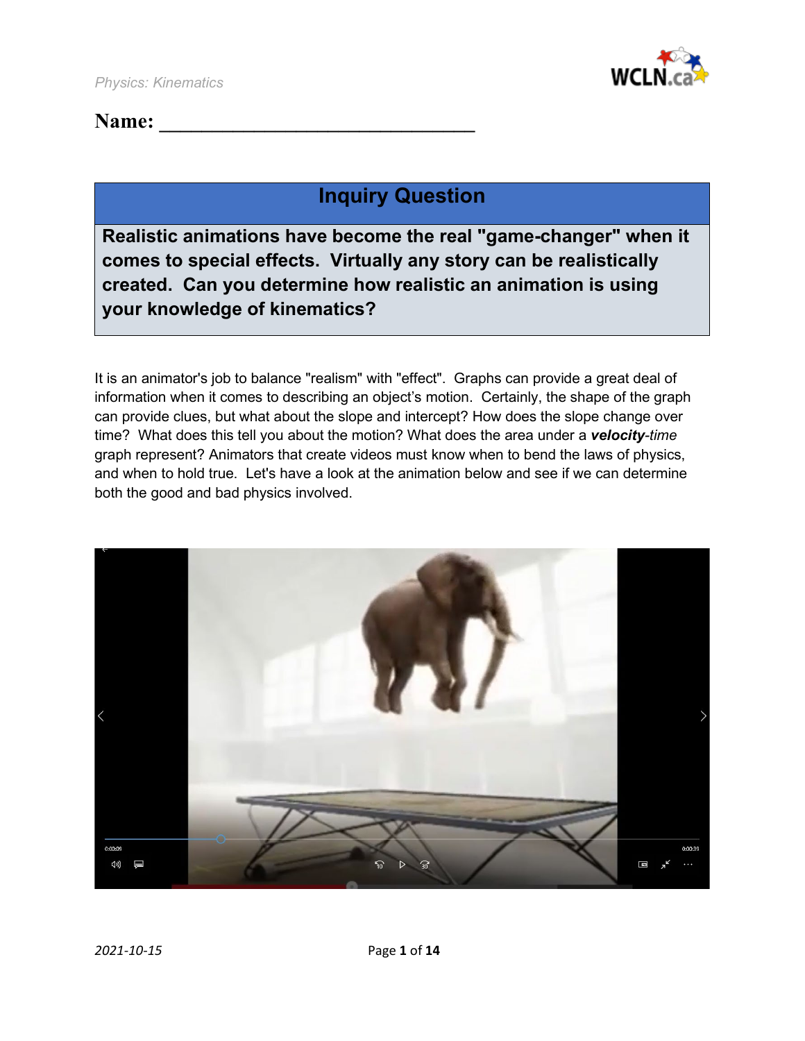Name: _______________________________

## Inquiry Question

**Realistic animations have become the real "game-changer" when it comes to special effects. Virtually any story can be realistically created. Can you determine how realistic an animation is using your knowledge of kinematics?**

It is an animator's job to balance "realism" with "effect". Graphs can provide a great deal of information when it comes to describing an object's motion. Certainly, the shape of the graph can provide clues, but what about the slope and intercept? How does the slope change over time? What does this tell you about the motion? What does the area under a ***velocity****-time* graph represent? Animators that create videos must know when to bend the laws of physics, and when to hold true. Let's have a look at the animation below and see if we can determine both the good and bad physics involved.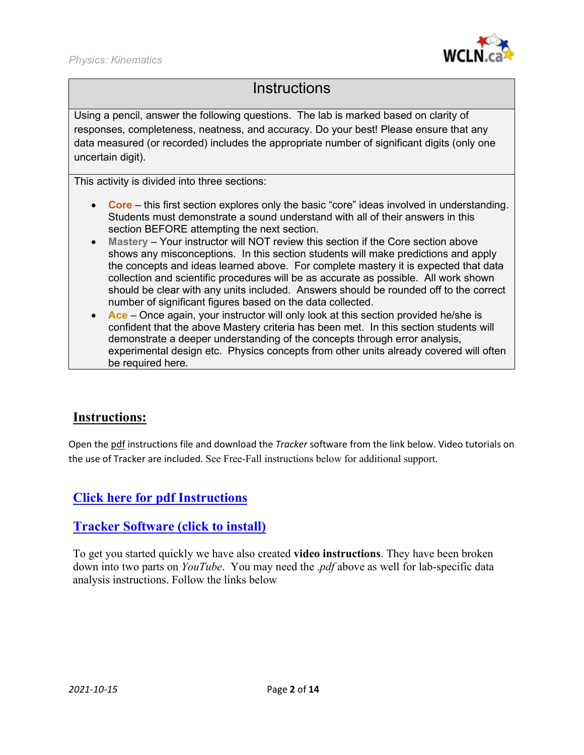## Instructions

Using a pencil, answer the following questions. The lab is marked based on clarity of responses, completeness, neatness, and accuracy. Do your best! Please ensure that any data measured (or recorded) includes the appropriate number of significant digits (only one uncertain digit).

This activity is divided into three sections:

- **Core** – this first section explores only the basic "core" ideas involved in understanding. Students must demonstrate a sound understand with all of their answers in this section BEFORE attempting the next section.
- **Mastery** – Your instructor will NOT review this section if the Core section above shows any misconceptions. In this section students will make predictions and apply the concepts and ideas learned above. For complete mastery it is expected that data collection and scientific procedures will be as accurate as possible. All work shown should be clear with any units included. Answers should be rounded off to the correct number of significant figures based on the data collected.
- **Ace** – Once again, your instructor will only look at this section provided he/she is confident that the above Mastery criteria has been met. In this section students will demonstrate a deeper understanding of the concepts through error analysis, experimental design etc. Physics concepts from other units already covered will often be required here.

## Instructions:

Open the pdf instructions file and download the *Tracker* software from the link below. Video tutorials on the use of Tracker are included. See Free-Fall instructions below for additional support.

**Click here for pdf Instructions**

**Tracker Software (click to install)**

To get you started quickly we have also created **video instructions**. They have been broken down into two parts on *YouTube*. You may need the *.pdf* above as well for lab-specific data analysis instructions. Follow the links below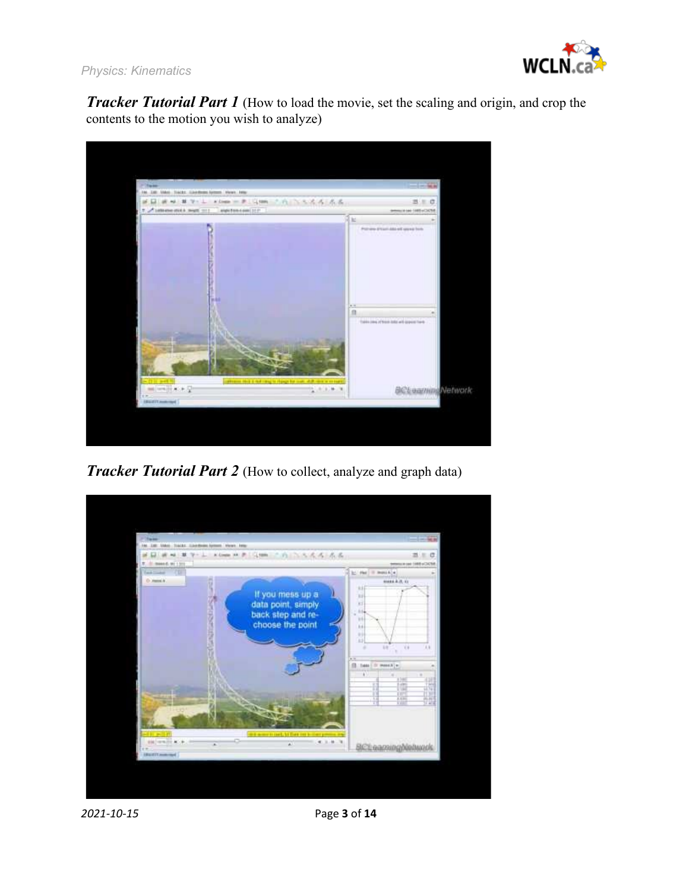***Tracker Tutorial Part 1*** (How to load the movie, set the scaling and origin, and crop the contents to the motion you wish to analyze)

***Tracker Tutorial Part 2*** (How to collect, analyze and graph data)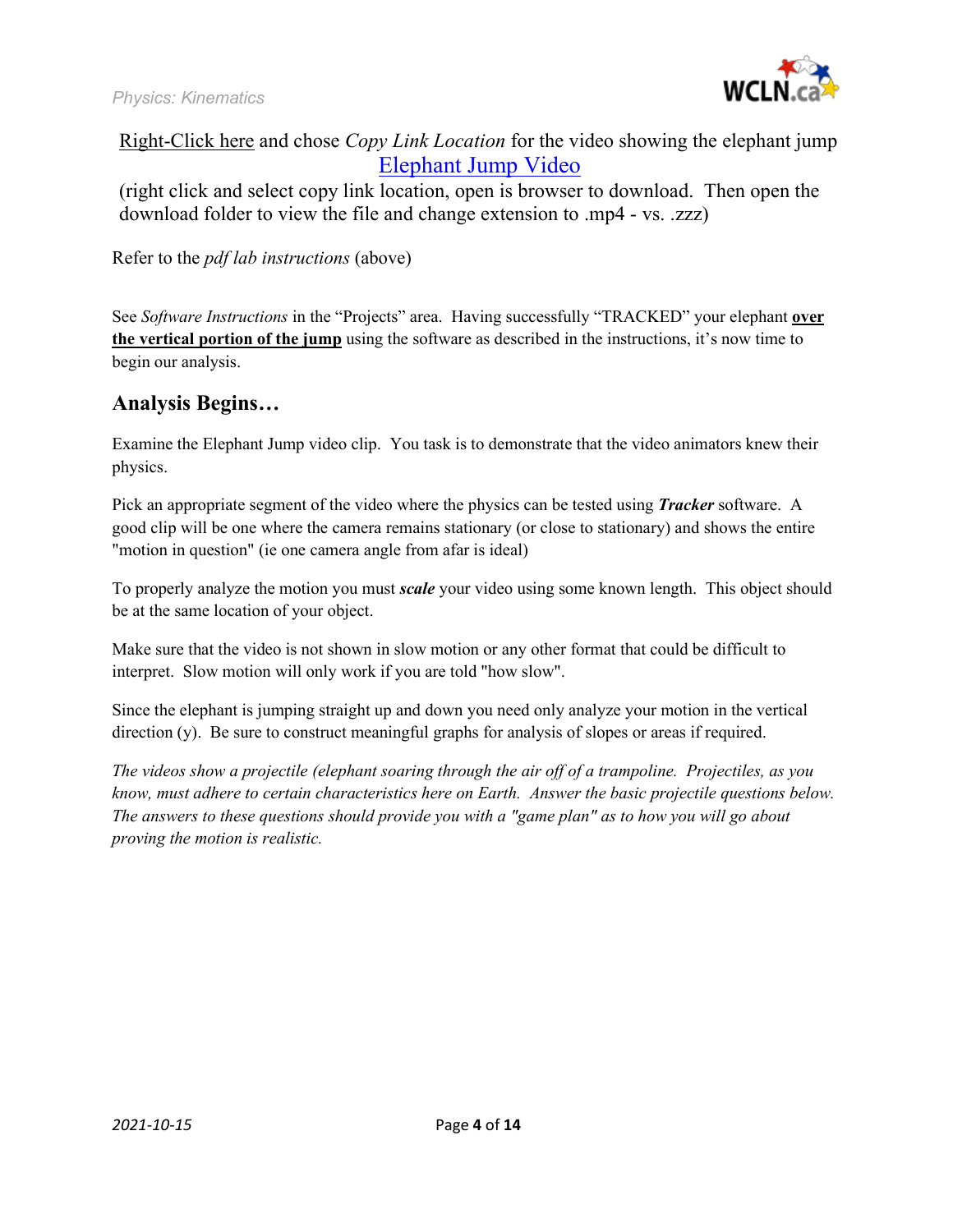Right-Click here and chose *Copy Link Location* for the video showing the elephant jump
Elephant Jump Video
(right click and select copy link location, open is browser to download. Then open the download folder to view the file and change extension to .mp4 - vs. .zzz)

Refer to the *pdf lab instructions* (above)

See *Software Instructions* in the "Projects" area. Having successfully "TRACKED" your elephant **over the vertical portion of the jump** using the software as described in the instructions, it's now time to begin our analysis.

## Analysis Begins…

Examine the Elephant Jump video clip. You task is to demonstrate that the video animators knew their physics.

Pick an appropriate segment of the video where the physics can be tested using ***Tracker*** software. A good clip will be one where the camera remains stationary (or close to stationary) and shows the entire "motion in question" (ie one camera angle from afar is ideal)

To properly analyze the motion you must ***scale*** your video using some known length. This object should be at the same location of your object.

Make sure that the video is not shown in slow motion or any other format that could be difficult to interpret. Slow motion will only work if you are told "how slow".

Since the elephant is jumping straight up and down you need only analyze your motion in the vertical direction (y). Be sure to construct meaningful graphs for analysis of slopes or areas if required.

*The videos show a projectile (elephant soaring through the air off of a trampoline. Projectiles, as you know, must adhere to certain characteristics here on Earth. Answer the basic projectile questions below. The answers to these questions should provide you with a "game plan" as to how you will go about proving the motion is realistic.*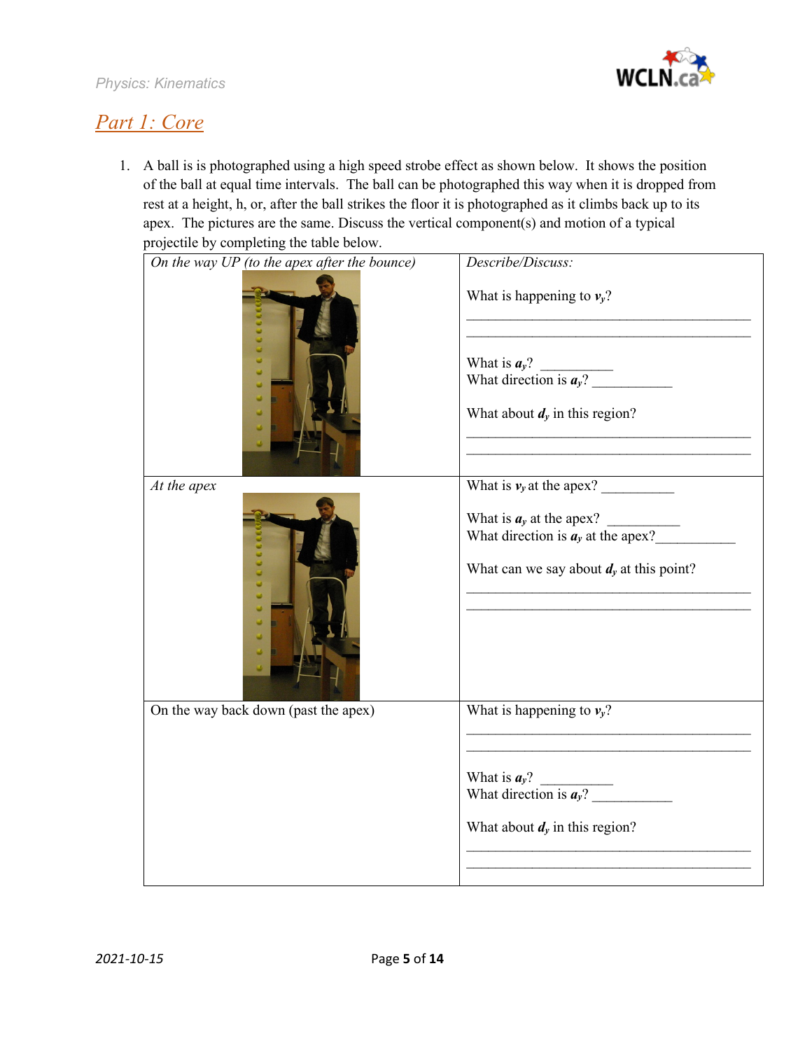## Part 1: Core

1. A ball is is photographed using a high speed strobe effect as shown below. It shows the position of the ball at equal time intervals. The ball can be photographed this way when it is dropped from rest at a height, h, or, after the ball strikes the floor it is photographed as it climbs back up to its apex. The pictures are the same. Discuss the vertical component(s) and motion of a typical projectile by completing the table below.

| *On the way UP (to the apex after the bounce)* | *Describe/Discuss:*<br><br>What is happening to $\boldsymbol{v_y}$?<br>______________________________________<br>______________________________________<br><br>What is $\boldsymbol{a_y}$? __________<br>What direction is $\boldsymbol{a_y}$? ___________<br><br>What about $\boldsymbol{d_y}$ in this region?<br>______________________________________<br>______________________________________ |
|---|---|
| *At the apex* | What is $\boldsymbol{v_y}$ at the apex? __________<br><br>What is $\boldsymbol{a_y}$ at the apex? __________<br>What direction is $\boldsymbol{a_y}$ at the apex?___________<br><br>What can we say about $\boldsymbol{d_y}$ at this point?<br>______________________________________<br>______________________________________ |
| On the way back down (past the apex) | What is happening to $\boldsymbol{v_y}$?<br>______________________________________<br>______________________________________<br><br>What is $\boldsymbol{a_y}$? __________<br>What direction is $\boldsymbol{a_y}$? ___________<br><br>What about $\boldsymbol{d_y}$ in this region?<br>______________________________________<br>______________________________________ |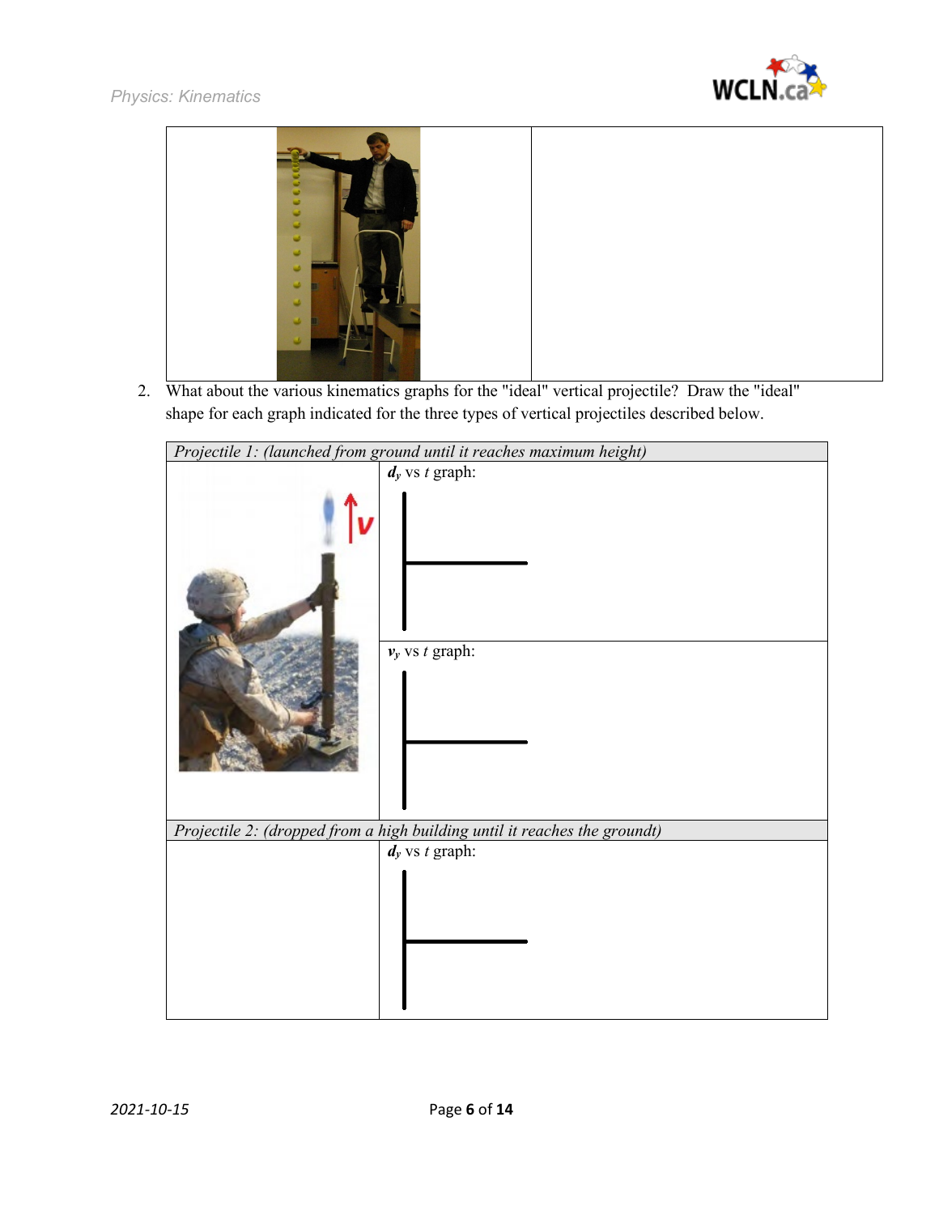2. What about the various kinematics graphs for the "ideal" vertical projectile? Draw the "ideal" shape for each graph indicated for the three types of vertical projectiles described below.

| *Projectile 1: (launched from ground until it reaches maximum height)* | |
|---|---|
| | $d_y$ vs $t$ graph: |
| | $v_y$ vs $t$ graph: |
| *Projectile 2: (dropped from a high building until it reaches the groundt)* | |
| | $d_y$ vs $t$ graph: |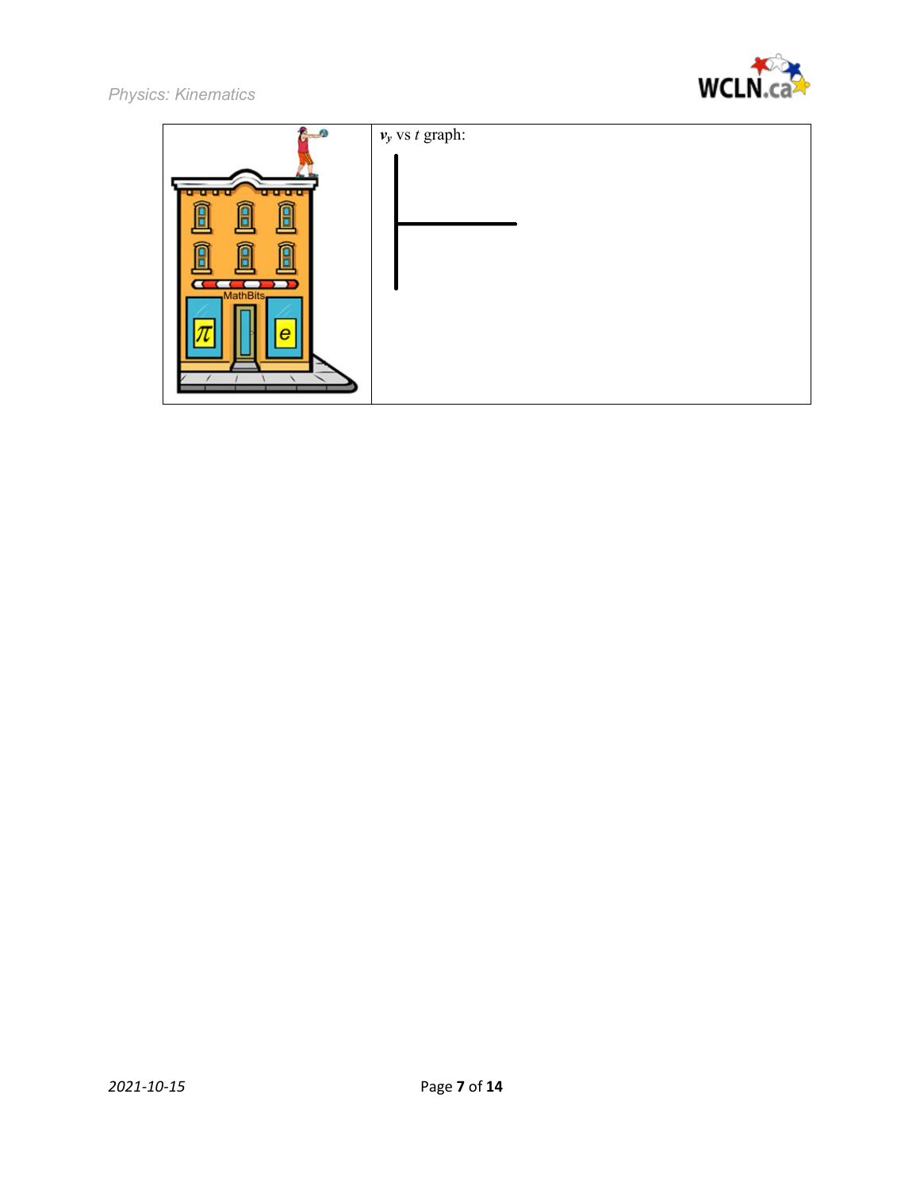| | $v_y$ vs $t$ graph: |
|---|---|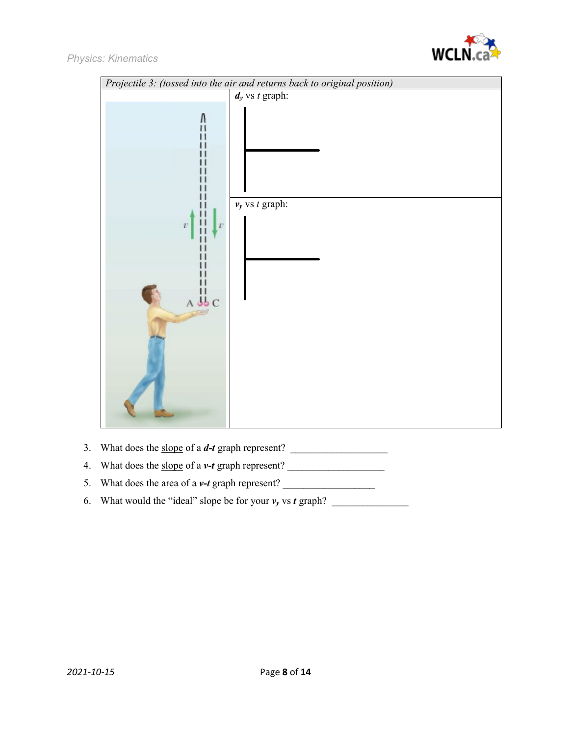| Projectile 3: (tossed into the air and returns back to original position) | |
|---|---|
| | $d_y$ vs $t$ graph: |
| | $v_y$ vs $t$ graph: |

3. What does the <u>slope</u> of a ***d-t*** graph represent? ___________________
4. What does the <u>slope</u> of a ***v-t*** graph represent? ___________________
5. What does the <u>area</u> of a ***v-t*** graph represent? __________________
6. What would the "ideal" slope be for your $v_y$ vs $t$ graph? _______________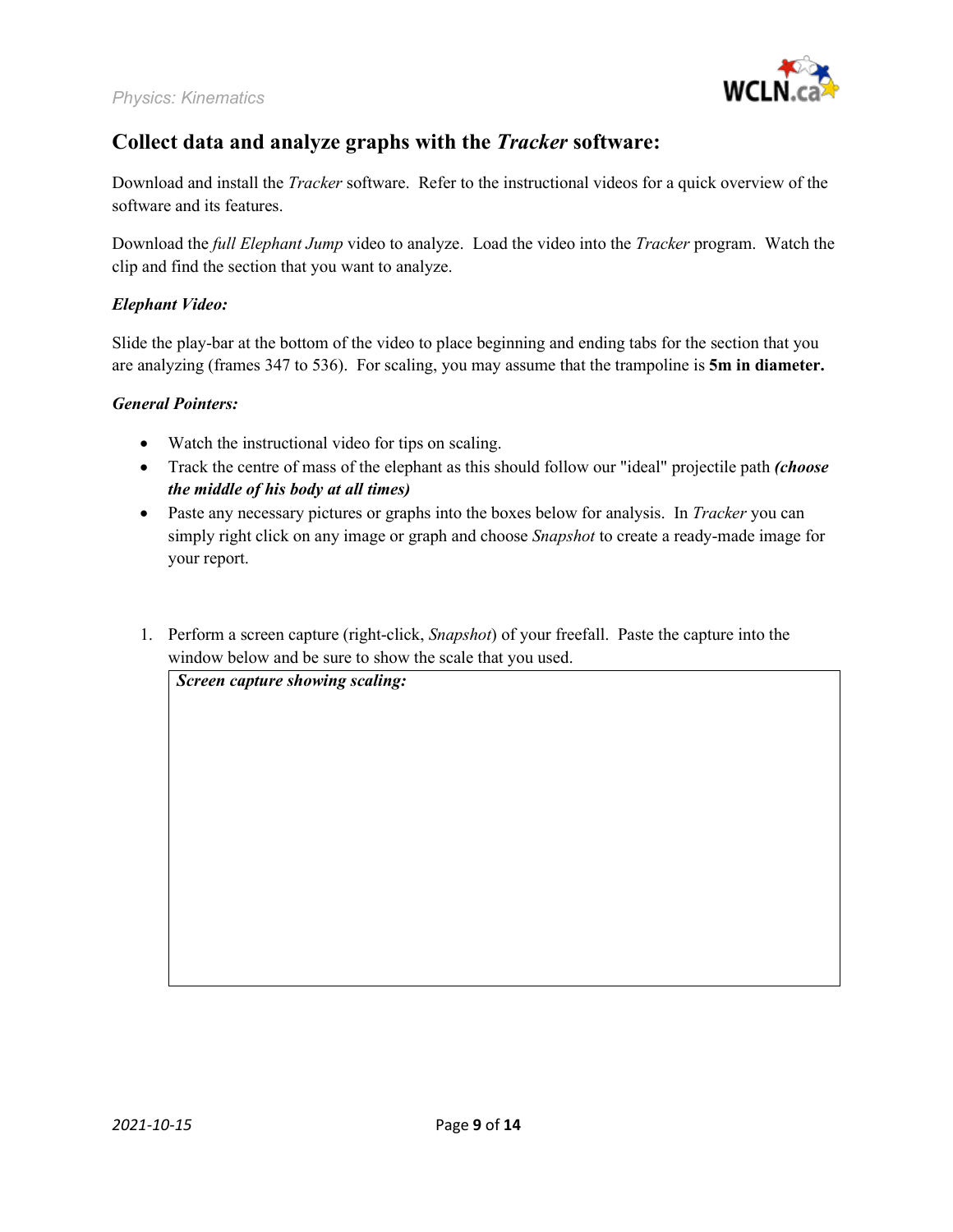## Collect data and analyze graphs with the *Tracker* software:

Download and install the *Tracker* software. Refer to the instructional videos for a quick overview of the software and its features.

Download the *full Elephant Jump* video to analyze. Load the video into the *Tracker* program. Watch the clip and find the section that you want to analyze.

***Elephant Video:***

Slide the play-bar at the bottom of the video to place beginning and ending tabs for the section that you are analyzing (frames 347 to 536). For scaling, you may assume that the trampoline is **5m in diameter.**

***General Pointers:***

- Watch the instructional video for tips on scaling.
- Track the centre of mass of the elephant as this should follow our "ideal" projectile path ***(choose the middle of his body at all times)***
- Paste any necessary pictures or graphs into the boxes below for analysis. In *Tracker* you can simply right click on any image or graph and choose *Snapshot* to create a ready-made image for your report.

1. Perform a screen capture (right-click, *Snapshot*) of your freefall. Paste the capture into the window below and be sure to show the scale that you used.

| ***Screen capture showing scaling:*** |
| --- |
| |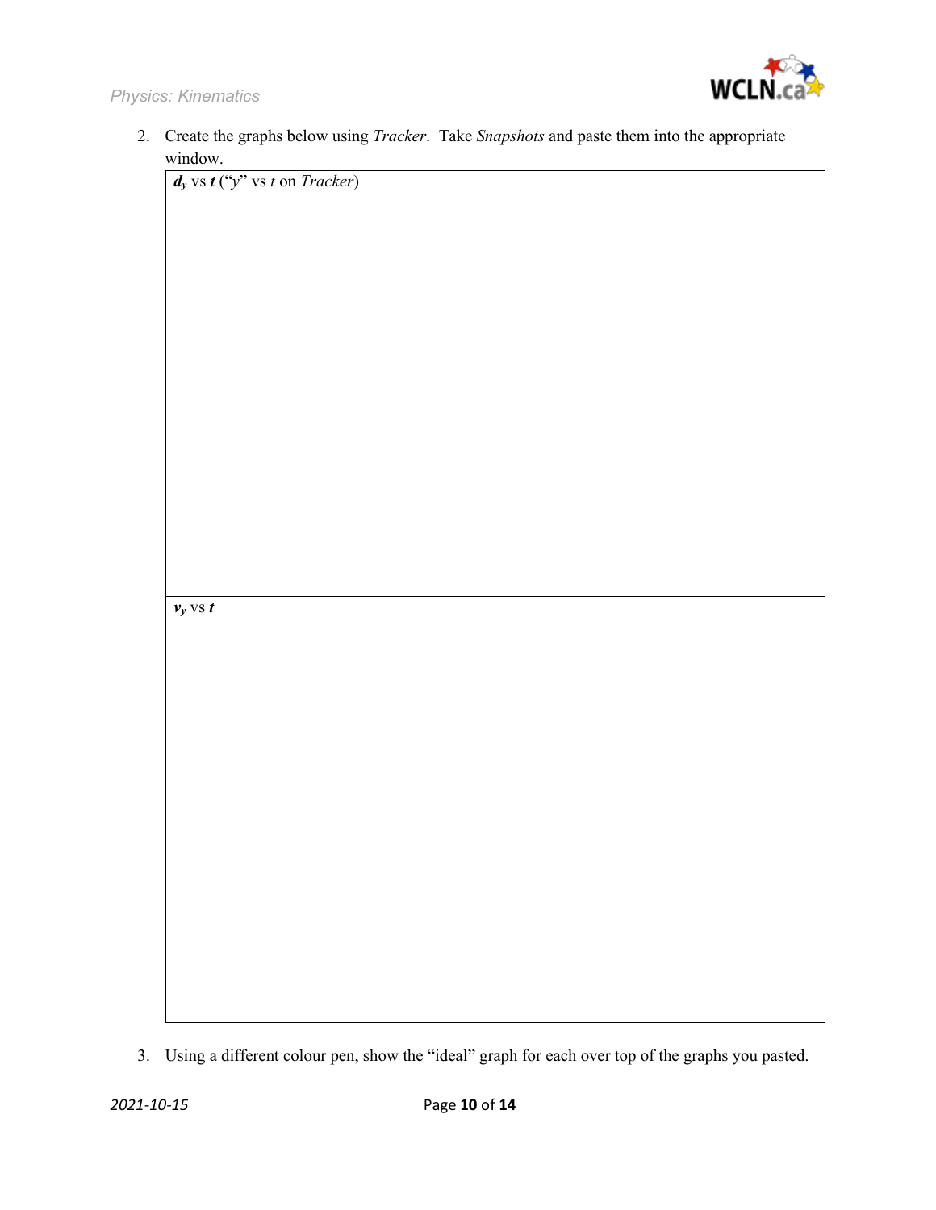2. Create the graphs below using *Tracker*. Take *Snapshots* and paste them into the appropriate window.

| $\boldsymbol{d_y}$ vs $\boldsymbol{t}$ ("$y$" vs $t$ on *Tracker*) |
|---|
| |
| $\boldsymbol{v_y}$ vs $\boldsymbol{t}$ |
| |

3. Using a different colour pen, show the "ideal" graph for each over top of the graphs you pasted.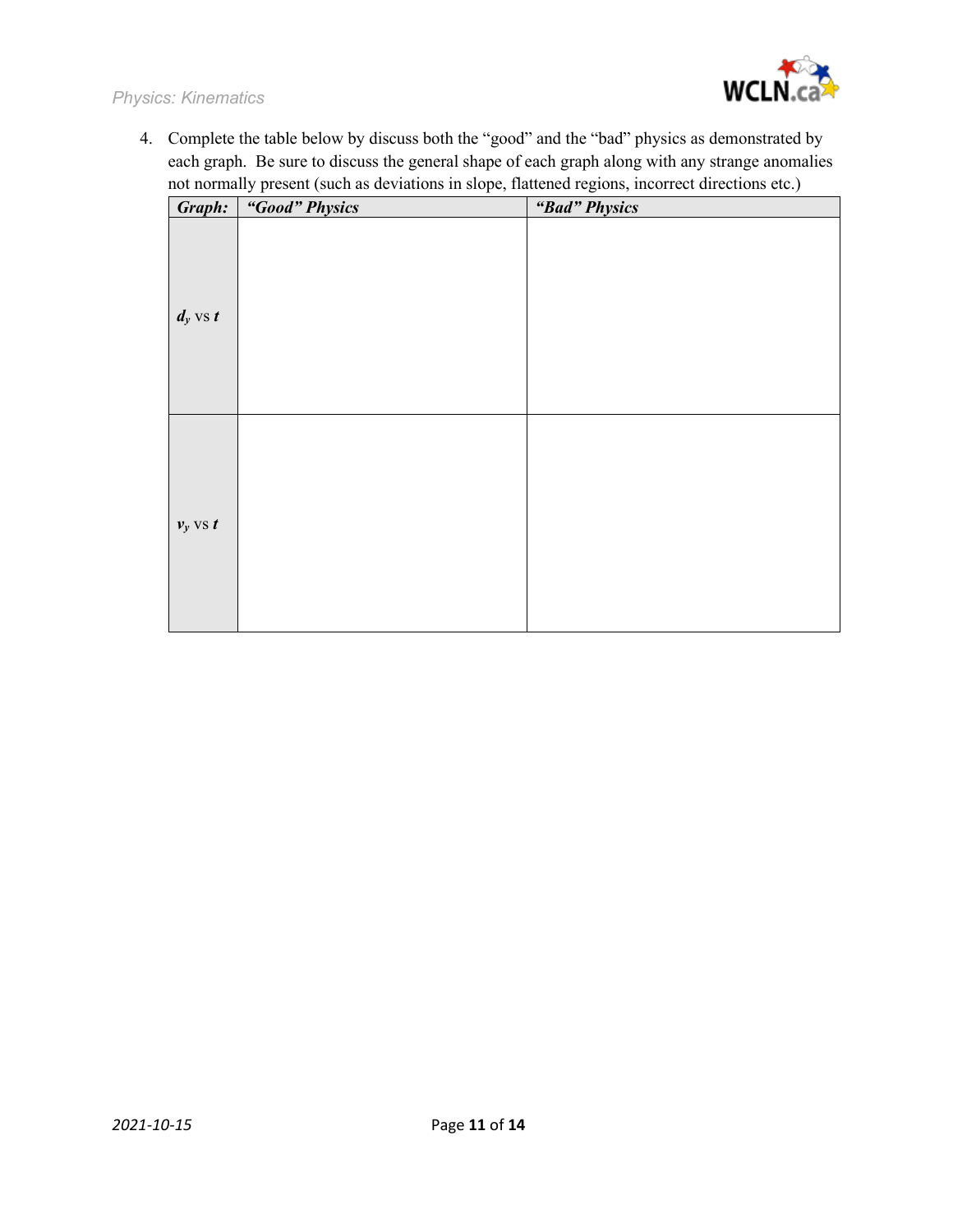4. Complete the table below by discuss both the "good" and the "bad" physics as demonstrated by each graph. Be sure to discuss the general shape of each graph along with any strange anomalies not normally present (such as deviations in slope, flattened regions, incorrect directions etc.)

| ***Graph:*** | ***"Good" Physics*** | ***"Bad" Physics*** |
|---|---|---|
| $d_y$ vs $t$ | | |
| $v_y$ vs $t$ | | |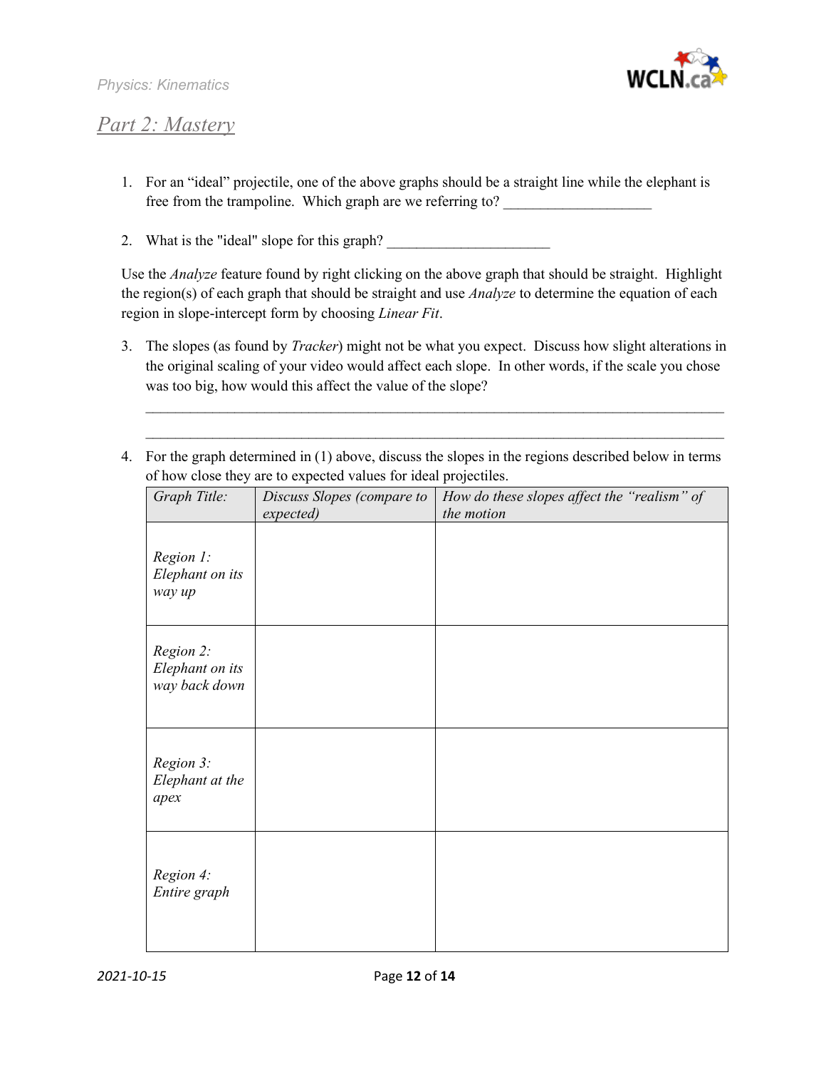## *Part 2: Mastery*

1. For an "ideal" projectile, one of the above graphs should be a straight line while the elephant is free from the trampoline. Which graph are we referring to? ____________________

2. What is the "ideal" slope for this graph? _____________________

Use the *Analyze* feature found by right clicking on the above graph that should be straight. Highlight the region(s) of each graph that should be straight and use *Analyze* to determine the equation of each region in slope-intercept form by choosing *Linear Fit*.

3. The slopes (as found by *Tracker*) might not be what you expect. Discuss how slight alterations in the original scaling of your video would affect each slope. In other words, if the scale you chose was too big, how would this affect the value of the slope?

   ______________________________________________________________________________

   ______________________________________________________________________________

4. For the graph determined in (1) above, discuss the slopes in the regions described below in terms of how close they are to expected values for ideal projectiles.

| *Graph Title:* | *Discuss Slopes (compare to expected)* | *How do these slopes affect the "realism" of the motion* |
|---|---|---|
| *Region 1: Elephant on its way up* | | |
| *Region 2: Elephant on its way back down* | | |
| *Region 3: Elephant at the apex* | | |
| *Region 4: Entire graph* | | |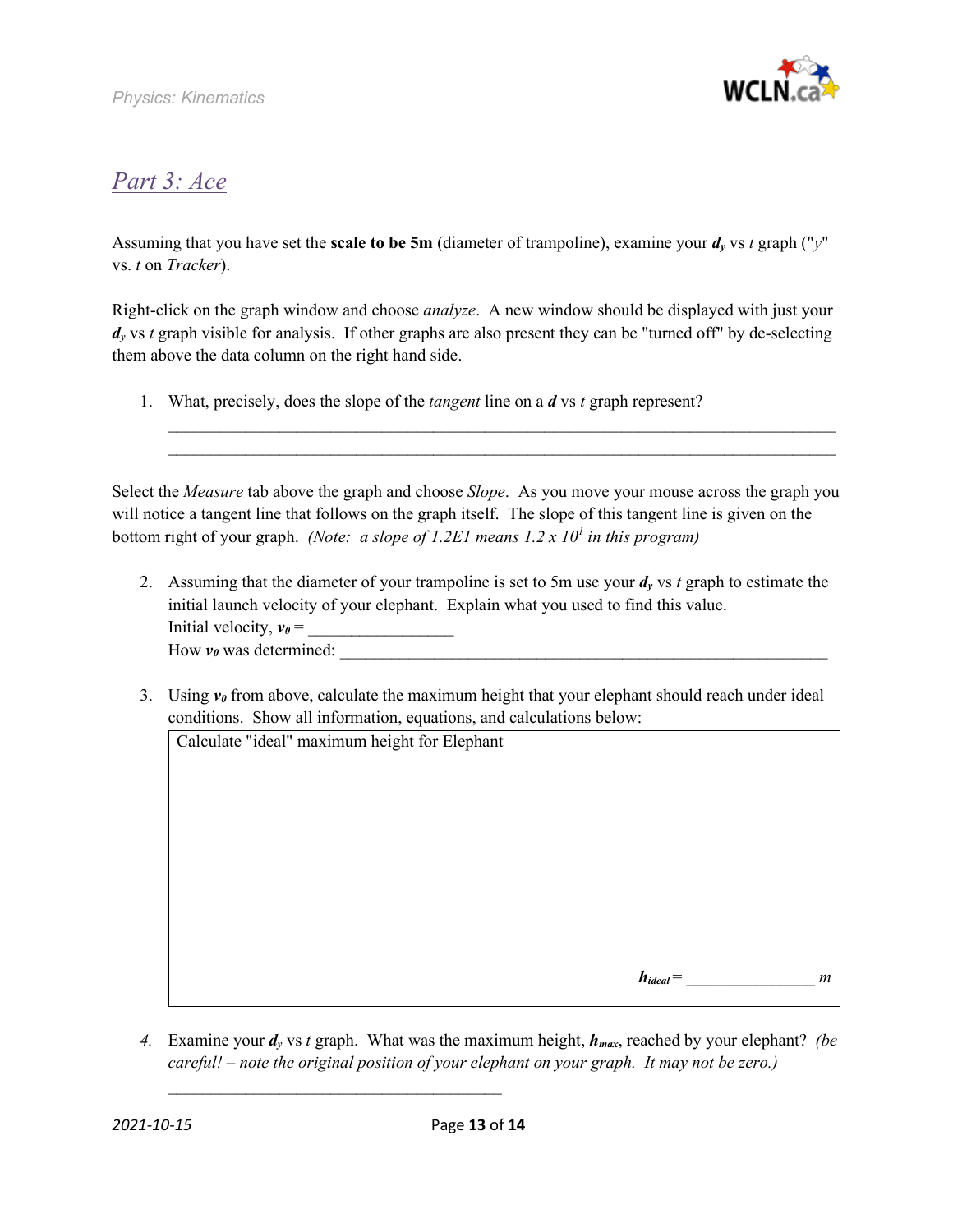## *Part 3: Ace*

Assuming that you have set the **scale to be 5m** (diameter of trampoline), examine your $d_y$ vs $t$ graph ("$y$" vs. $t$ on *Tracker*).

Right-click on the graph window and choose *analyze*. A new window should be displayed with just your $d_y$ vs $t$ graph visible for analysis. If other graphs are also present they can be "turned off" by de-selecting them above the data column on the right hand side.

1. What, precisely, does the slope of the *tangent* line on a $d$ vs $t$ graph represent?

   ______________________________________________________________________________

   ______________________________________________________________________________

Select the *Measure* tab above the graph and choose *Slope*. As you move your mouse across the graph you will notice a tangent line that follows on the graph itself. The slope of this tangent line is given on the bottom right of your graph. *(Note: a slope of 1.2E1 means* $1.2 \times 10^1$ *in this program)*

2. Assuming that the diameter of your trampoline is set to 5m use your $d_y$ vs $t$ graph to estimate the initial launch velocity of your elephant. Explain what you used to find this value.
   Initial velocity, $v_0$ = _________________
   How $v_0$ was determined: ____________________________________________________________

3. Using $v_0$ from above, calculate the maximum height that your elephant should reach under ideal conditions. Show all information, equations, and calculations below:

   | Calculate "ideal" maximum height for Elephant |
   |---|
   | $h_{ideal}$ = ________________ $m$ |

4. Examine your $d_y$ vs $t$ graph. What was the maximum height, $h_{max}$, reached by your elephant? *(be careful! – note the original position of your elephant on your graph. It may not be zero.)*

   ________________________________________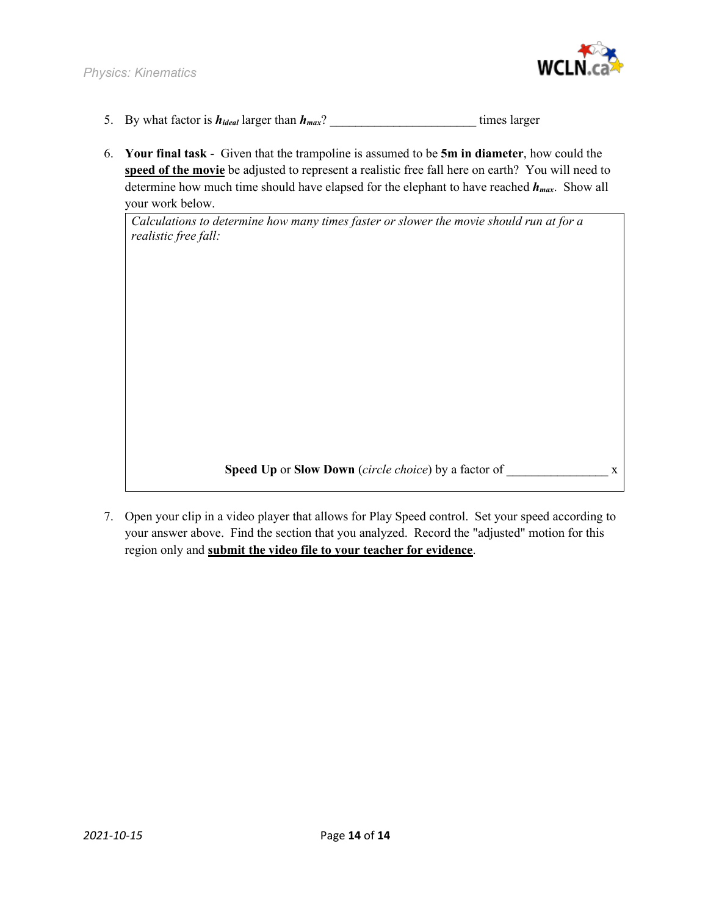5. By what factor is $h_{ideal}$ larger than $h_{max}$? ______________________ times larger

6. **Your final task** - Given that the trampoline is assumed to be **5m in diameter**, how could the **speed of the movie** be adjusted to represent a realistic free fall here on earth? You will need to determine how much time should have elapsed for the elephant to have reached $h_{max}$. Show all your work below.

   *Calculations to determine how many times faster or slower the movie should run at for a realistic free fall:*

   **Speed Up** or **Slow Down** (*circle choice*) by a factor of ________________ x

7. Open your clip in a video player that allows for Play Speed control. Set your speed according to your answer above. Find the section that you analyzed. Record the "adjusted" motion for this region only and **submit the video file to your teacher for evidence**.